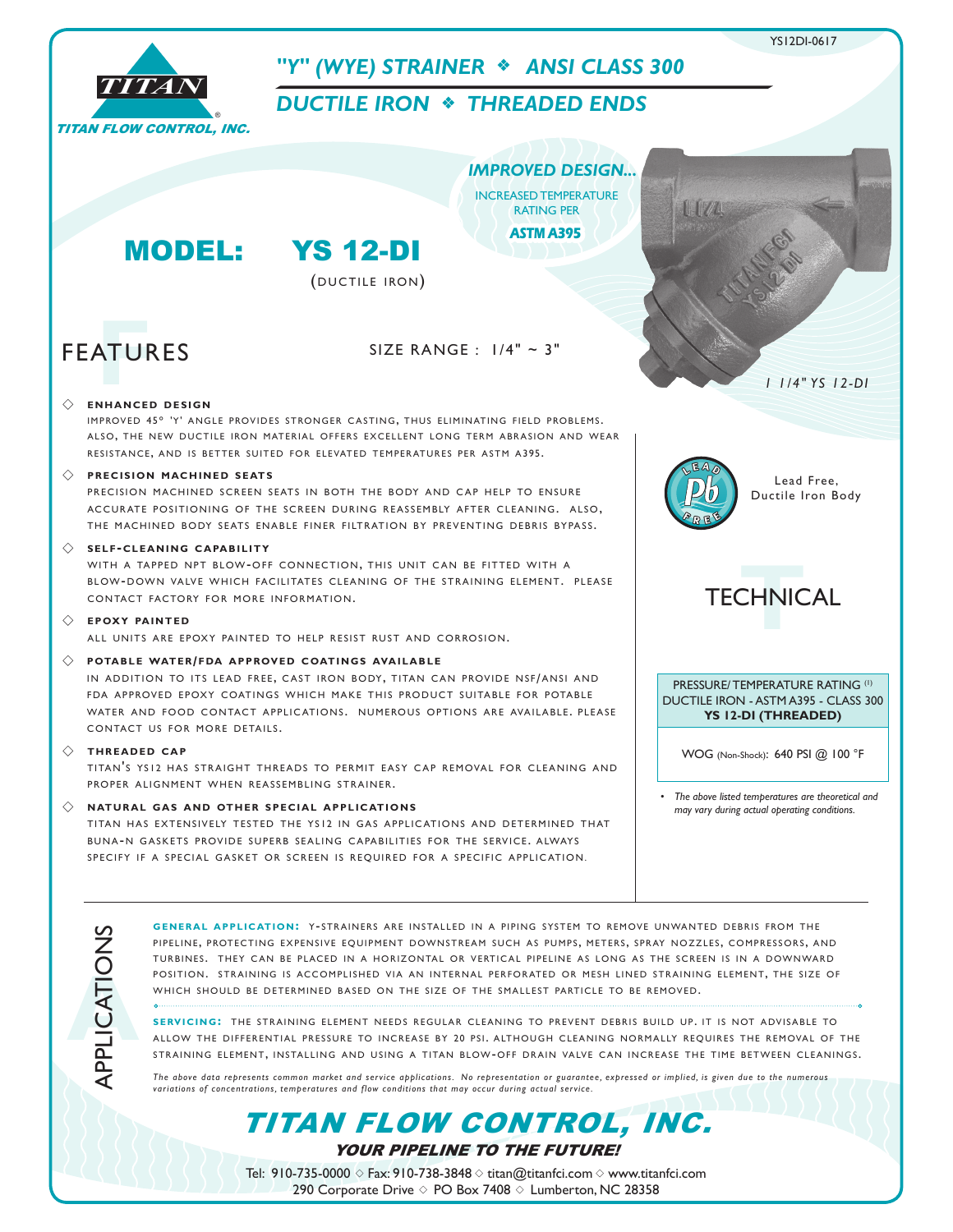YS12DI-0617

TITAN FLOW CONTROL, INC.

# "Y" (WYE) STRAINER ❖ ANSI CLASS 300
## DUCTILE IRON ❖ THREADED ENDS

*IMPROVED DESIGN...*
INCREASED TEMPERATURE RATING PER
**ASTM A395**

# MODEL: YS 12-DI
(DUCTILE IRON)

*1 1/4" YS 12-DI*

## FEATURES

SIZE RANGE : 1/4" ~ 3"

◇ **ENHANCED DESIGN**
IMPROVED 45° 'Y' ANGLE PROVIDES STRONGER CASTING, THUS ELIMINATING FIELD PROBLEMS. ALSO, THE NEW DUCTILE IRON MATERIAL OFFERS EXCELLENT LONG TERM ABRASION AND WEAR RESISTANCE, AND IS BETTER SUITED FOR ELEVATED TEMPERATURES PER ASTM A395.

◇ **PRECISION MACHINED SEATS**
PRECISION MACHINED SCREEN SEATS IN BOTH THE BODY AND CAP HELP TO ENSURE ACCURATE POSITIONING OF THE SCREEN DURING REASSEMBLY AFTER CLEANING. ALSO, THE MACHINED BODY SEATS ENABLE FINER FILTRATION BY PREVENTING DEBRIS BYPASS.

◇ **SELF-CLEANING CAPABILITY**
WITH A TAPPED NPT BLOW-OFF CONNECTION, THIS UNIT CAN BE FITTED WITH A BLOW-DOWN VALVE WHICH FACILITATES CLEANING OF THE STRAINING ELEMENT. PLEASE CONTACT FACTORY FOR MORE INFORMATION.

◇ **EPOXY PAINTED**
ALL UNITS ARE EPOXY PAINTED TO HELP RESIST RUST AND CORROSION.

◇ **POTABLE WATER/FDA APPROVED COATINGS AVAILABLE**
IN ADDITION TO ITS LEAD FREE, CAST IRON BODY, TITAN CAN PROVIDE NSF/ANSI AND FDA APPROVED EPOXY COATINGS WHICH MAKE THIS PRODUCT SUITABLE FOR POTABLE WATER AND FOOD CONTACT APPLICATIONS. NUMEROUS OPTIONS ARE AVAILABLE. PLEASE CONTACT US FOR MORE DETAILS.

◇ **THREADED CAP**
TITAN'S YS12 HAS STRAIGHT THREADS TO PERMIT EASY CAP REMOVAL FOR CLEANING AND PROPER ALIGNMENT WHEN REASSEMBLING STRAINER.

◇ **NATURAL GAS AND OTHER SPECIAL APPLICATIONS**
TITAN HAS EXTENSIVELY TESTED THE YS12 IN GAS APPLICATIONS AND DETERMINED THAT BUNA-N GASKETS PROVIDE SUPERB SEALING CAPABILITIES FOR THE SERVICE. ALWAYS SPECIFY IF A SPECIAL GASKET OR SCREEN IS REQUIRED FOR A SPECIFIC APPLICATION.

Lead Free, Ductile Iron Body

## TECHNICAL

| PRESSURE/ TEMPERATURE RATING (1) DUCTILE IRON - ASTM A395 - CLASS 300 **YS 12-DI (THREADED)** |
|---|
| WOG (Non-Shock): 640 PSI @ 100 °F |

- *The above listed temperatures are theoretical and may vary during actual operating conditions.*

## APPLICATIONS

**GENERAL APPLICATION:** Y-STRAINERS ARE INSTALLED IN A PIPING SYSTEM TO REMOVE UNWANTED DEBRIS FROM THE PIPELINE, PROTECTING EXPENSIVE EQUIPMENT DOWNSTREAM SUCH AS PUMPS, METERS, SPRAY NOZZLES, COMPRESSORS, AND TURBINES. THEY CAN BE PLACED IN A HORIZONTAL OR VERTICAL PIPELINE AS LONG AS THE SCREEN IS IN A DOWNWARD POSITION. STRAINING IS ACCOMPLISHED VIA AN INTERNAL PERFORATED OR MESH LINED STRAINING ELEMENT, THE SIZE OF WHICH SHOULD BE DETERMINED BASED ON THE SIZE OF THE SMALLEST PARTICLE TO BE REMOVED.

**SERVICING:** THE STRAINING ELEMENT NEEDS REGULAR CLEANING TO PREVENT DEBRIS BUILD UP. IT IS NOT ADVISABLE TO ALLOW THE DIFFERENTIAL PRESSURE TO INCREASE BY 20 PSI. ALTHOUGH CLEANING NORMALLY REQUIRES THE REMOVAL OF THE STRAINING ELEMENT, INSTALLING AND USING A TITAN BLOW-OFF DRAIN VALVE CAN INCREASE THE TIME BETWEEN CLEANINGS.

*The above data represents common market and service applications. No representation or guarantee, expressed or implied, is given due to the numerous variations of concentrations, temperatures and flow conditions that may occur during actual service.*

## TITAN FLOW CONTROL, INC.
***YOUR PIPELINE TO THE FUTURE!***

Tel: 910-735-0000 ◇ Fax: 910-738-3848 ◇ titan@titanfci.com ◇ www.titanfci.com
290 Corporate Drive ◇ PO Box 7408 ◇ Lumberton, NC 28358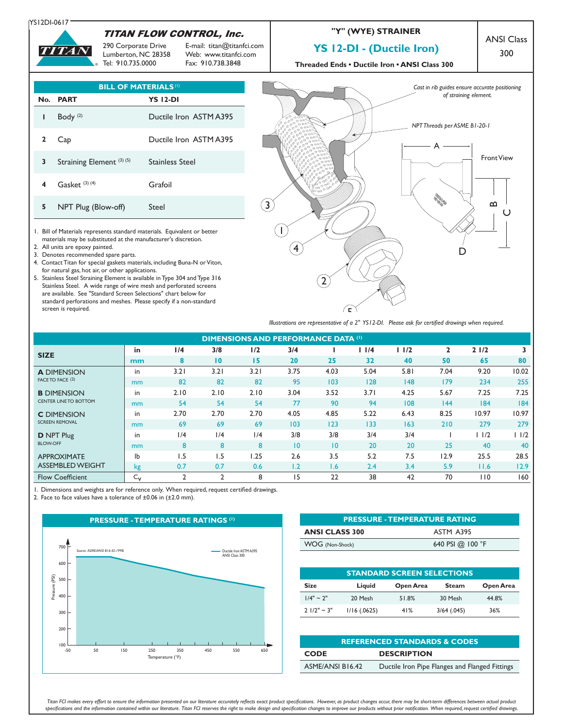YS12DI-0617

# TITAN FLOW CONTROL, Inc.

290 Corporate Drive
Lumberton, NC 28358
Tel: 910.735.0000

E-mail: titan@titanfci.com
Web: www.titanfci.com
Fax: 910.738.3848

## "Y" (WYE) STRAINER

## YS 12-DI - (Ductile Iron)

**Threaded Ends • Ductile Iron • ANSI Class 300**

ANSI Class 300

### BILL OF MATERIALS [1]

| No. | PART | YS 12-DI |
|---|---|---|
| 1 | Body [2] | Ductile Iron ASTM A395 |
| 2 | Cap | Ductile Iron ASTM A395 |
| 3 | Straining Element [3] [5] | Stainless Steel |
| 4 | Gasket [3] [4] | Grafoil |
| 5 | NPT Plug (Blow-off) | Steel |

1. Bill of Materials represents standard materials. Equivalent or better materials may be substituted at the manufacturer's discretion.
2. All units are epoxy painted.
3. Denotes recommended spare parts.
4. Contact Titan for special gaskets materials, including Buna-N or Viton, for natural gas, hot air, or other applications.
5. Stainless Steel Straining Element is available in Type 304 and Type 316 Stainless Steel. A wide range of wire mesh and perforated screens are available. See "Standard Screen Selections" chart below for standard perforations and meshes. Please specify if a non-standard screen is required.

*Cast in rib guides ensure accurate positioning of straining element.*

*NPT Threads per ASME B1-20-1*

Front View

A B C D

1 2 3 4 5

*Illustrations are representative of a 2" YS12-DI. Please ask for certified drawings when required.*

### DIMENSIONS AND PERFORMANCE DATA [1]

| SIZE | | 1/4 | 3/8 | 1/2 | 3/4 | 1 | 1 1/4 | 1 1/2 | 2 | 2 1/2 | 3 |
|---|---|---|---|---|---|---|---|---|---|---|---|
| | mm | 8 | 10 | 15 | 20 | 25 | 32 | 40 | 50 | 65 | 80 |
| **A** DIMENSION FACE TO FACE [2] | in | 3.21 | 3.21 | 3.21 | 3.75 | 4.03 | 5.04 | 5.81 | 7.04 | 9.20 | 10.02 |
| | mm | 82 | 82 | 82 | 95 | 103 | 128 | 148 | 179 | 234 | 255 |
| **B** DIMENSION CENTER LINE TO BOTTOM | in | 2.10 | 2.10 | 2.10 | 3.04 | 3.52 | 3.71 | 4.25 | 5.67 | 7.25 | 7.25 |
| | mm | 54 | 54 | 54 | 77 | 90 | 94 | 108 | 144 | 184 | 184 |
| **C** DIMENSION SCREEN REMOVAL | in | 2.70 | 2.70 | 2.70 | 4.05 | 4.85 | 5.22 | 6.43 | 8.25 | 10.97 | 10.97 |
| | mm | 69 | 69 | 69 | 103 | 123 | 133 | 163 | 210 | 279 | 279 |
| **D** NPT Plug BLOW-OFF | in | 1/4 | 1/4 | 1/4 | 3/8 | 3/8 | 3/4 | 3/4 | 1 | 1 1/2 | 1 1/2 |
| | mm | 8 | 8 | 8 | 10 | 10 | 20 | 20 | 25 | 40 | 40 |
| APPROXIMATE ASSEMBLED WEIGHT | lb | 1.5 | 1.5 | 1.25 | 2.6 | 3.5 | 5.2 | 7.5 | 12.9 | 25.5 | 28.5 |
| | kg | 0.7 | 0.7 | 0.6 | 1.2 | 1.6 | 2.4 | 3.4 | 5.9 | 11.6 | 12.9 |
| Flow Coefficient | $C_V$ | 2 | 2 | 8 | 15 | 22 | 38 | 42 | 70 | 110 | 160 |

1. Dimensions and weights are for reference only. When required, request certified drawings.
2. Face to face values have a tolerance of ±0.06 in (±2.0 mm).

### PRESSURE - TEMPERATURE RATINGS [1]

Source: ASME/ANSI B16.42-1998.

Ductile Iron ASTM A395 ANSI Class 300

Pressure (PSI)

700
600
500
400
300
200
100

-50 50 150 250 350 450 550 650

Temperature (°F)

### PRESSURE - TEMPERATURE RATING

| ANSI CLASS 300 | ASTM A395 |
|---|---|
| WOG (Non-Shock) | 640 PSI @ 100 °F |

### STANDARD SCREEN SELECTIONS

| Size | Liquid | Open Area | Steam | Open Area |
|---|---|---|---|---|
| 1/4" ~ 2" | 20 Mesh | 51.8% | 30 Mesh | 44.8% |
| 2 1/2" ~ 3" | 1/16 (.0625) | 41% | 3/64 (.045) | 36% |

### REFERENCED STANDARDS & CODES

| CODE | DESCRIPTION |
|---|---|
| ASME/ANSI B16.42 | Ductile Iron Pipe Flanges and Flanged Fittings |

*Titan FCI makes every effort to ensure the information presented on our literature accurately reflects exact product specifications. However, as product changes occur, there may be short-term differences between actual product specifications and the information contained within our literature. Titan FCI reserves the right to make design and specification changes to improve our products without prior notification. When required, request certified drawings.*